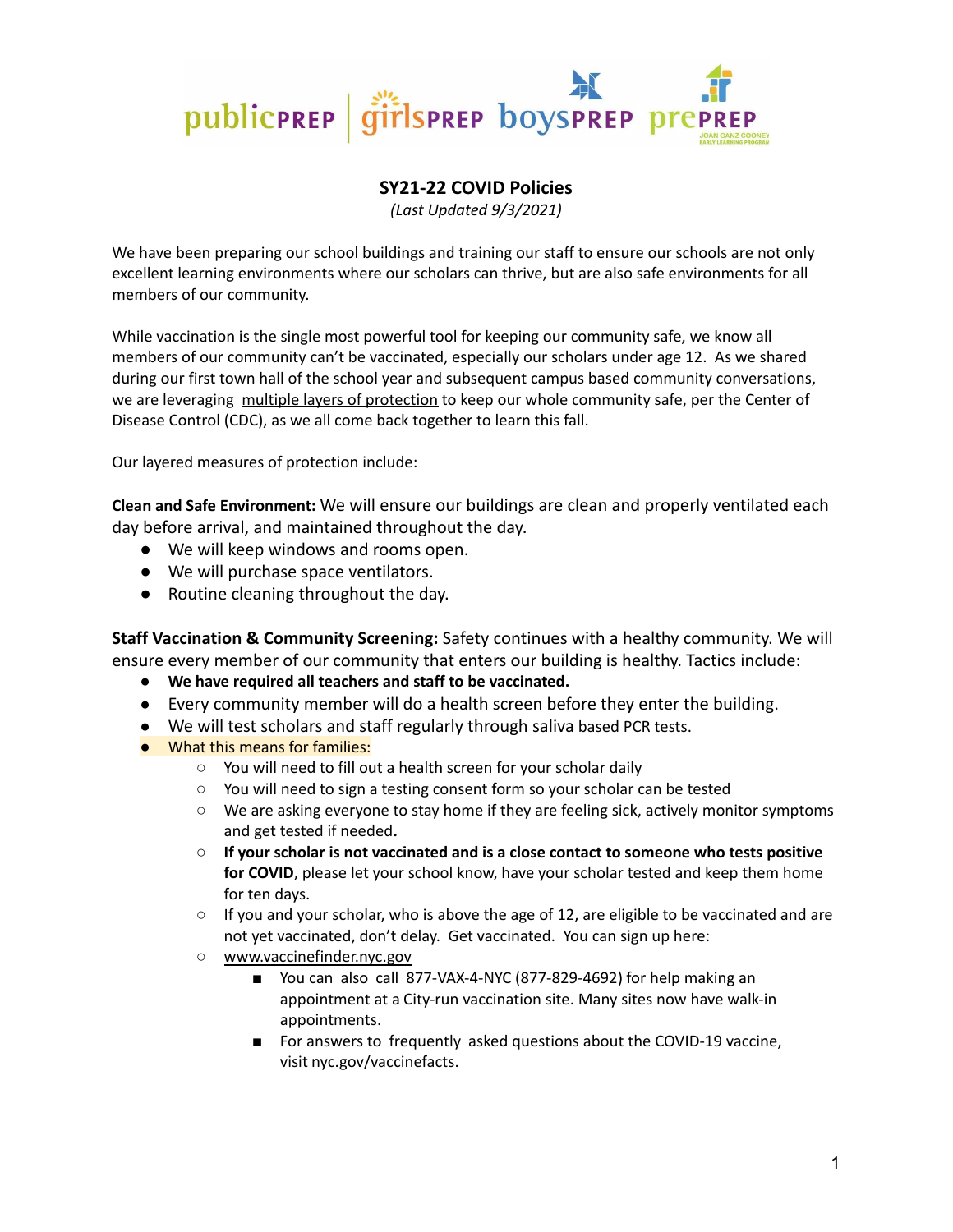publicPREP | girlsPREP boysPREP prePREP JOAN GANZ COONEY EARLY LEARNING PROGRAM

# SY21-22 COVID Policies

*(Last Updated 9/3/2021)*

We have been preparing our school buildings and training our staff to ensure our schools are not only excellent learning environments where our scholars can thrive, but are also safe environments for all members of our community.

While vaccination is the single most powerful tool for keeping our community safe, we know all members of our community can't be vaccinated, especially our scholars under age 12. As we shared during our first town hall of the school year and subsequent campus based community conversations, we are leveraging multiple layers of protection to keep our whole community safe, per the Center of Disease Control (CDC), as we all come back together to learn this fall.

Our layered measures of protection include:

**Clean and Safe Environment:** We will ensure our buildings are clean and properly ventilated each day before arrival, and maintained throughout the day.

- We will keep windows and rooms open.
- We will purchase space ventilators.
- Routine cleaning throughout the day.

**Staff Vaccination & Community Screening:** Safety continues with a healthy community. We will ensure every member of our community that enters our building is healthy. Tactics include:

- **We have required all teachers and staff to be vaccinated.**
- Every community member will do a health screen before they enter the building.
- We will test scholars and staff regularly through saliva based PCR tests.
- What this means for families:
  - You will need to fill out a health screen for your scholar daily
  - You will need to sign a testing consent form so your scholar can be tested
  - We are asking everyone to stay home if they are feeling sick, actively monitor symptoms and get tested if needed**.**
  - **If your scholar is not vaccinated and is a close contact to someone who tests positive for COVID**, please let your school know, have your scholar tested and keep them home for ten days.
  - If you and your scholar, who is above the age of 12, are eligible to be vaccinated and are not yet vaccinated, don't delay. Get vaccinated. You can sign up here:
  - www.vaccinefinder.nyc.gov
    - You can also call 877-VAX-4-NYC (877-829-4692) for help making an appointment at a City-run vaccination site. Many sites now have walk-in appointments.
    - For answers to frequently asked questions about the COVID-19 vaccine, visit nyc.gov/vaccinefacts.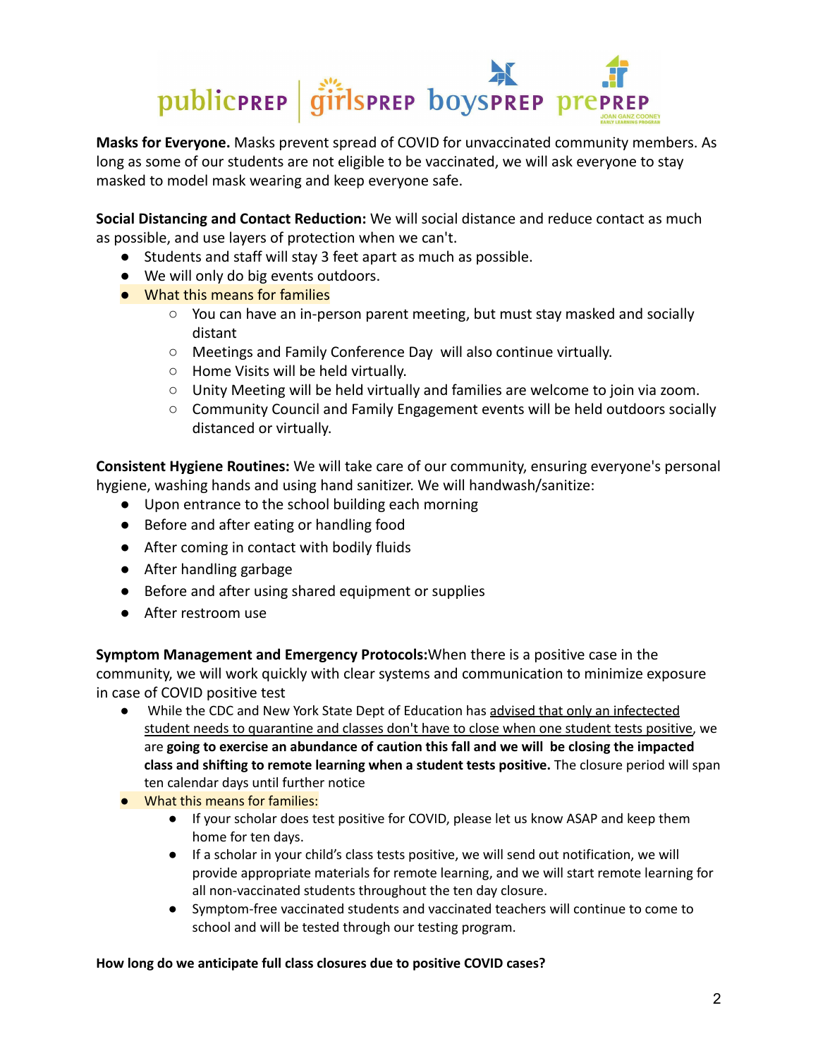**Masks for Everyone.** Masks prevent spread of COVID for unvaccinated community members. As long as some of our students are not eligible to be vaccinated, we will ask everyone to stay masked to model mask wearing and keep everyone safe.

**Social Distancing and Contact Reduction:** We will social distance and reduce contact as much as possible, and use layers of protection when we can't.

- Students and staff will stay 3 feet apart as much as possible.
- We will only do big events outdoors.
- What this means for families
  - You can have an in-person parent meeting, but must stay masked and socially distant
  - Meetings and Family Conference Day will also continue virtually.
  - Home Visits will be held virtually.
  - Unity Meeting will be held virtually and families are welcome to join via zoom.
  - Community Council and Family Engagement events will be held outdoors socially distanced or virtually.

**Consistent Hygiene Routines:** We will take care of our community, ensuring everyone's personal hygiene, washing hands and using hand sanitizer. We will handwash/sanitize:

- Upon entrance to the school building each morning
- Before and after eating or handling food
- After coming in contact with bodily fluids
- After handling garbage
- Before and after using shared equipment or supplies
- After restroom use

**Symptom Management and Emergency Protocols:** When there is a positive case in the community, we will work quickly with clear systems and communication to minimize exposure in case of COVID positive test

- While the CDC and New York State Dept of Education has advised that only an infectected student needs to quarantine and classes don't have to close when one student tests positive, we are **going to exercise an abundance of caution this fall and we will be closing the impacted class and shifting to remote learning when a student tests positive.** The closure period will span ten calendar days until further notice
- What this means for families:
  - If your scholar does test positive for COVID, please let us know ASAP and keep them home for ten days.
  - If a scholar in your child's class tests positive, we will send out notification, we will provide appropriate materials for remote learning, and we will start remote learning for all non-vaccinated students throughout the ten day closure.
  - Symptom-free vaccinated students and vaccinated teachers will continue to come to school and will be tested through our testing program.

**How long do we anticipate full class closures due to positive COVID cases?**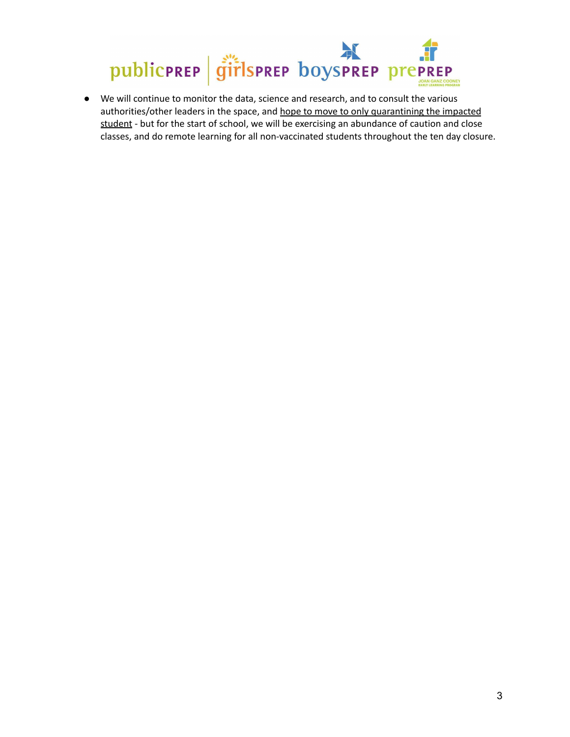- We will continue to monitor the data, science and research, and to consult the various authorities/other leaders in the space, and <u>hope to move to only quarantining the impacted student</u> - but for the start of school, we will be exercising an abundance of caution and close classes, and do remote learning for all non-vaccinated students throughout the ten day closure.